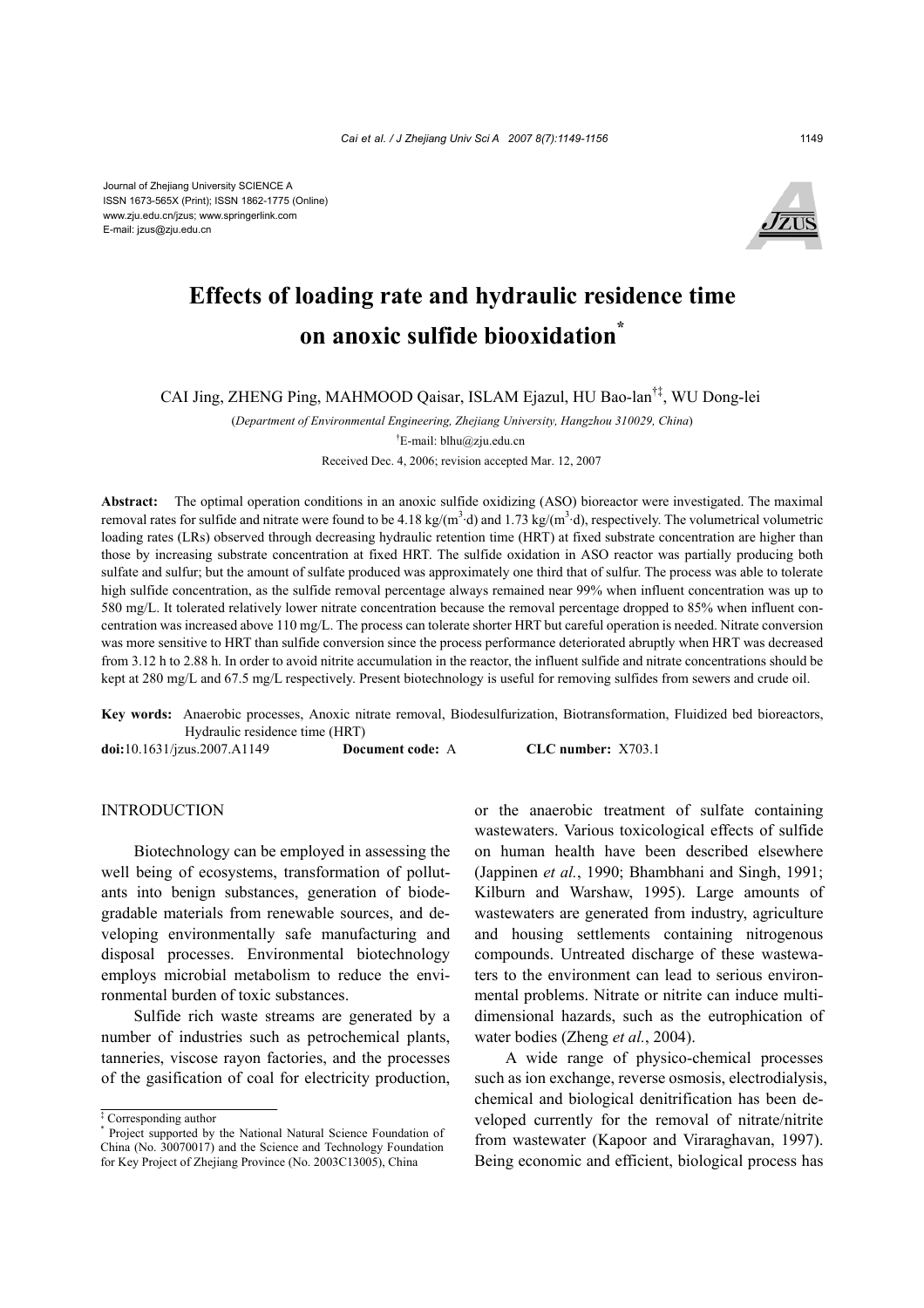Journal of Zhejiang University SCIENCE A
ISSN 1673-565X (Print); ISSN 1862-1775 (Online)
www.zju.edu.cn/jzus; www.springerlink.com
E-mail: jzus@zju.edu.cn

# Effects of loading rate and hydraulic residence time on anoxic sulfide biooxidation*

CAI Jing, ZHENG Ping, MAHMOOD Qaisar, ISLAM Ejazul, HU Bao-lan[†‡], WU Dong-lei

(*Department of Environmental Engineering, Zhejiang University, Hangzhou 310029, China*)

[†]E-mail: blhu@zju.edu.cn

Received Dec. 4, 2006; revision accepted Mar. 12, 2007

**Abstract:** The optimal operation conditions in an anoxic sulfide oxidizing (ASO) bioreactor were investigated. The maximal removal rates for sulfide and nitrate were found to be 4.18 kg/($m^3$·d) and 1.73 kg/($m^3$·d), respectively. The volumetrical volumetric loading rates (LRs) observed through decreasing hydraulic retention time (HRT) at fixed substrate concentration are higher than those by increasing substrate concentration at fixed HRT. The sulfide oxidation in ASO reactor was partially producing both sulfate and sulfur; but the amount of sulfate produced was approximately one third that of sulfur. The process was able to tolerate high sulfide concentration, as the sulfide removal percentage always remained near 99% when influent concentration was up to 580 mg/L. It tolerated relatively lower nitrate concentration because the removal percentage dropped to 85% when influent concentration was increased above 110 mg/L. The process can tolerate shorter HRT but careful operation is needed. Nitrate conversion was more sensitive to HRT than sulfide conversion since the process performance deteriorated abruptly when HRT was decreased from 3.12 h to 2.88 h. In order to avoid nitrite accumulation in the reactor, the influent sulfide and nitrate concentrations should be kept at 280 mg/L and 67.5 mg/L respectively. Present biotechnology is useful for removing sulfides from sewers and crude oil.

**Key words:** Anaerobic processes, Anoxic nitrate removal, Biodesulfurization, Biotransformation, Fluidized bed bioreactors, Hydraulic residence time (HRT)

**doi:**10.1631/jzus.2007.A1149 **Document code:** A **CLC number:** X703.1

## INTRODUCTION

Biotechnology can be employed in assessing the well being of ecosystems, transformation of pollutants into benign substances, generation of biodegradable materials from renewable sources, and developing environmentally safe manufacturing and disposal processes. Environmental biotechnology employs microbial metabolism to reduce the environmental burden of toxic substances.

Sulfide rich waste streams are generated by a number of industries such as petrochemical plants, tanneries, viscose rayon factories, and the processes of the gasification of coal for electricity production, or the anaerobic treatment of sulfate containing wastewaters. Various toxicological effects of sulfide on human health have been described elsewhere (Jappinen *et al.*, 1990; Bhambhani and Singh, 1991; Kilburn and Warshaw, 1995). Large amounts of wastewaters are generated from industry, agriculture and housing settlements containing nitrogenous compounds. Untreated discharge of these wastewaters to the environment can lead to serious environmental problems. Nitrate or nitrite can induce multidimensional hazards, such as the eutrophication of water bodies (Zheng *et al.*, 2004).

A wide range of physico-chemical processes such as ion exchange, reverse osmosis, electrodialysis, chemical and biological denitrification has been developed currently for the removal of nitrate/nitrite from wastewater (Kapoor and Viraraghavan, 1997). Being economic and efficient, biological process has

‡ Corresponding author

\* Project supported by the National Natural Science Foundation of China (No. 30070017) and the Science and Technology Foundation for Key Project of Zhejiang Province (No. 2003C13005), China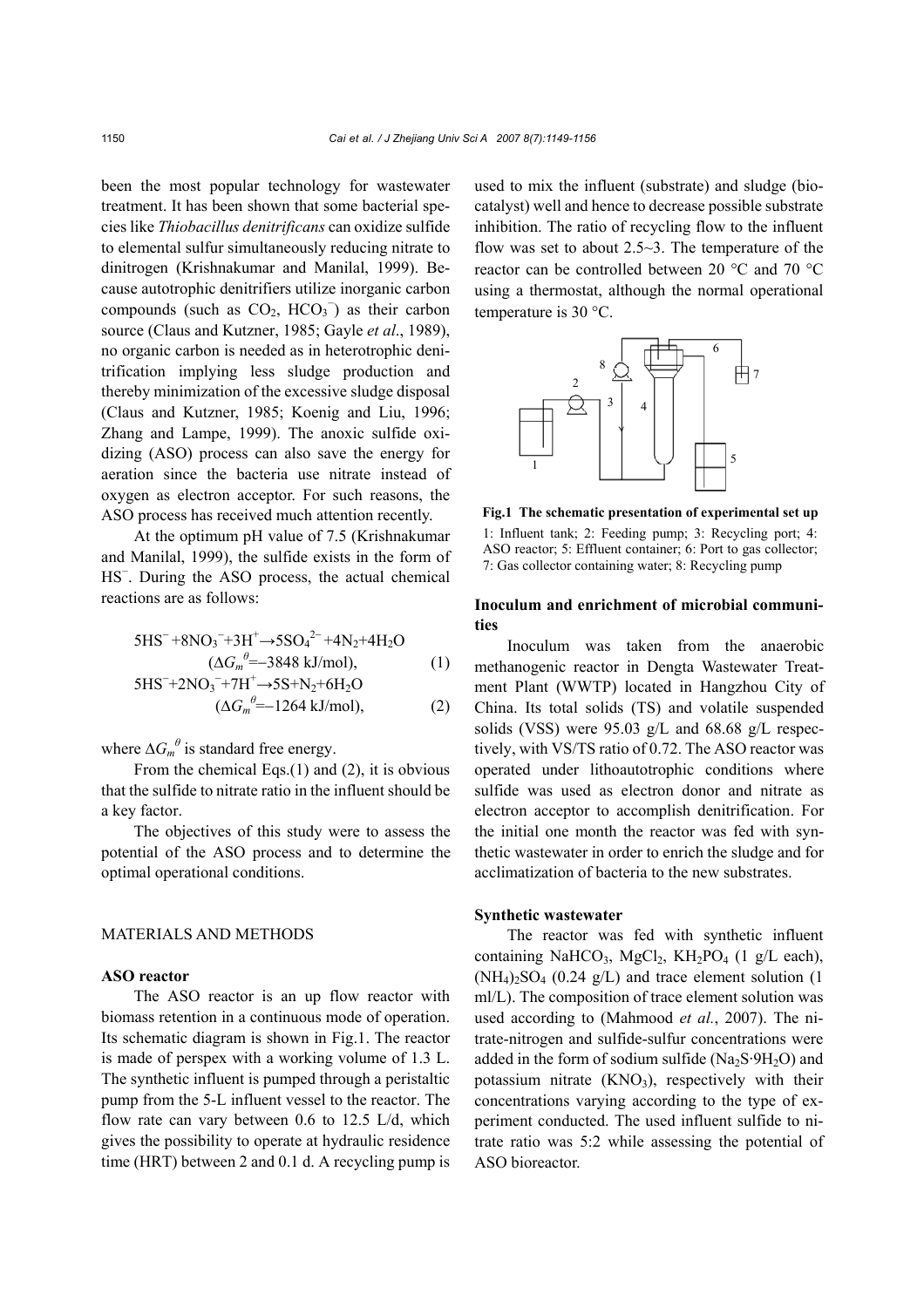been the most popular technology for wastewater treatment. It has been shown that some bacterial species like *Thiobacillus denitrificans* can oxidize sulfide to elemental sulfur simultaneously reducing nitrate to dinitrogen (Krishnakumar and Manilal, 1999). Because autotrophic denitrifiers utilize inorganic carbon compounds (such as $CO_2$, $HCO_3^-$) as their carbon source (Claus and Kutzner, 1985; Gayle *et al*., 1989), no organic carbon is needed as in heterotrophic denitrification implying less sludge production and thereby minimization of the excessive sludge disposal (Claus and Kutzner, 1985; Koenig and Liu, 1996; Zhang and Lampe, 1999). The anoxic sulfide oxidizing (ASO) process can also save the energy for aeration since the bacteria use nitrate instead of oxygen as electron acceptor. For such reasons, the ASO process has received much attention recently.

At the optimum pH value of 7.5 (Krishnakumar and Manilal, 1999), the sulfide exists in the form of $HS^-$. During the ASO process, the actual chemical reactions are as follows:

$$5HS^- + 8NO_3^- + 3H^+ \rightarrow 5SO_4^{2-} + 4N_2 + 4H_2O \quad (\Delta G_m^\theta = -3848 \text{ kJ/mol}), \tag{1}$$

$$5HS^- + 2NO_3^- + 7H^+ \rightarrow 5S + N_2 + 6H_2O \quad (\Delta G_m^\theta = -1264 \text{ kJ/mol}), \tag{2}$$

where $\Delta G_m^\theta$ is standard free energy.

From the chemical Eqs.(1) and (2), it is obvious that the sulfide to nitrate ratio in the influent should be a key factor.

The objectives of this study were to assess the potential of the ASO process and to determine the optimal operational conditions.

## MATERIALS AND METHODS

### ASO reactor

The ASO reactor is an up flow reactor with biomass retention in a continuous mode of operation. Its schematic diagram is shown in Fig.1. The reactor is made of perspex with a working volume of 1.3 L. The synthetic influent is pumped through a peristaltic pump from the 5-L influent vessel to the reactor. The flow rate can vary between 0.6 to 12.5 L/d, which gives the possibility to operate at hydraulic residence time (HRT) between 2 and 0.1 d. A recycling pump is used to mix the influent (substrate) and sludge (biocatalyst) well and hence to decrease possible substrate inhibition. The ratio of recycling flow to the influent flow was set to about 2.5~3. The temperature of the reactor can be controlled between 20 °C and 70 °C using a thermostat, although the normal operational temperature is 30 °C.

**Fig.1 The schematic presentation of experimental set up**

1: Influent tank; 2: Feeding pump; 3: Recycling port; 4: ASO reactor; 5: Effluent container; 6: Port to gas collector; 7: Gas collector containing water; 8: Recycling pump

### Inoculum and enrichment of microbial communities

Inoculum was taken from the anaerobic methanogenic reactor in Dengta Wastewater Treatment Plant (WWTP) located in Hangzhou City of China. Its total solids (TS) and volatile suspended solids (VSS) were 95.03 g/L and 68.68 g/L respectively, with VS/TS ratio of 0.72. The ASO reactor was operated under lithoautotrophic conditions where sulfide was used as electron donor and nitrate as electron acceptor to accomplish denitrification. For the initial one month the reactor was fed with synthetic wastewater in order to enrich the sludge and for acclimatization of bacteria to the new substrates.

### Synthetic wastewater

The reactor was fed with synthetic influent containing $NaHCO_3$, $MgCl_2$, $KH_2PO_4$ (1 g/L each), $(NH_4)_2SO_4$ (0.24 g/L) and trace element solution (1 ml/L). The composition of trace element solution was used according to (Mahmood *et al.*, 2007). The nitrate-nitrogen and sulfide-sulfur concentrations were added in the form of sodium sulfide ($Na_2S{\cdot}9H_2O$) and potassium nitrate ($KNO_3$), respectively with their concentrations varying according to the type of experiment conducted. The used influent sulfide to nitrate ratio was 5:2 while assessing the potential of ASO bioreactor.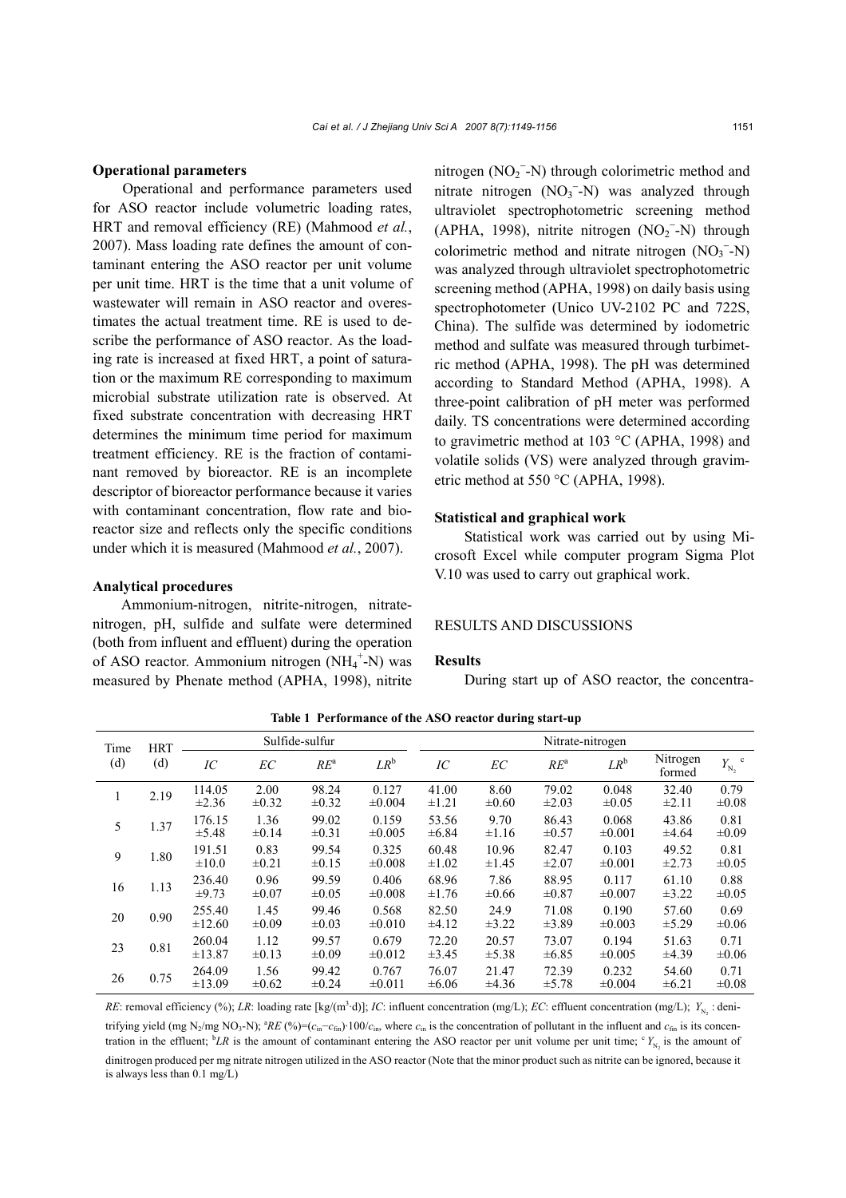### Operational parameters

Operational and performance parameters used for ASO reactor include volumetric loading rates, HRT and removal efficiency (RE) (Mahmood *et al.*, 2007). Mass loading rate defines the amount of contaminant entering the ASO reactor per unit volume per unit time. HRT is the time that a unit volume of wastewater will remain in ASO reactor and overestimates the actual treatment time. RE is used to describe the performance of ASO reactor. As the loading rate is increased at fixed HRT, a point of saturation or the maximum RE corresponding to maximum microbial substrate utilization rate is observed. At fixed substrate concentration with decreasing HRT determines the minimum time period for maximum treatment efficiency. RE is the fraction of contaminant removed by bioreactor. RE is an incomplete descriptor of bioreactor performance because it varies with contaminant concentration, flow rate and bioreactor size and reflects only the specific conditions under which it is measured (Mahmood *et al.*, 2007).

### Analytical procedures

Ammonium-nitrogen, nitrite-nitrogen, nitrate-nitrogen, pH, sulfide and sulfate were determined (both from influent and effluent) during the operation of ASO reactor. Ammonium nitrogen ($NH_4^+$-N) was measured by Phenate method (APHA, 1998), nitrite nitrogen ($NO_2^-$-N) through colorimetric method and nitrate nitrogen ($NO_3^-$-N) was analyzed through ultraviolet spectrophotometric screening method (APHA, 1998), nitrite nitrogen ($NO_2^-$-N) through colorimetric method and nitrate nitrogen ($NO_3^-$-N) was analyzed through ultraviolet spectrophotometric screening method (APHA, 1998) on daily basis using spectrophotometer (Unico UV-2102 PC and 722S, China). The sulfide was determined by iodometric method and sulfate was measured through turbimetric method (APHA, 1998). The pH was determined according to Standard Method (APHA, 1998). A three-point calibration of pH meter was performed daily. TS concentrations were determined according to gravimetric method at 103 °C (APHA, 1998) and volatile solids (VS) were analyzed through gravimetric method at 550 °C (APHA, 1998).

### Statistical and graphical work

Statistical work was carried out by using Microsoft Excel while computer program Sigma Plot V.10 was used to carry out graphical work.

## RESULTS AND DISCUSSIONS

### Results

During start up of ASO reactor, the concentra-

**Table 1 Performance of the ASO reactor during start-up**

| Time (d) | HRT (d) | Sulfide-sulfur | | | | Nitrate-nitrogen | | | | | |
|---|---|---|---|---|---|---|---|---|---|---|---|
| | | *IC* | *EC* | *RE*[a] | *LR*[b] | *IC* | *EC* | *RE*[a] | *LR*[b] | Nitrogen formed | $Y_{N_2}$ [c] |
| 1 | 2.19 | 114.05 ±2.36 | 2.00 ±0.32 | 98.24 ±0.32 | 0.127 ±0.004 | 41.00 ±1.21 | 8.60 ±0.60 | 79.02 ±2.03 | 0.048 ±0.05 | 32.40 ±2.11 | 0.79 ±0.08 |
| 5 | 1.37 | 176.15 ±5.48 | 1.36 ±0.14 | 99.02 ±0.31 | 0.159 ±0.005 | 53.56 ±6.84 | 9.70 ±1.16 | 86.43 ±0.57 | 0.068 ±0.001 | 43.86 ±4.64 | 0.81 ±0.09 |
| 9 | 1.80 | 191.51 ±10.0 | 0.83 ±0.21 | 99.54 ±0.15 | 0.325 ±0.008 | 60.48 ±1.02 | 10.96 ±1.45 | 82.47 ±2.07 | 0.103 ±0.001 | 49.52 ±2.73 | 0.81 ±0.05 |
| 16 | 1.13 | 236.40 ±9.73 | 0.96 ±0.07 | 99.59 ±0.05 | 0.406 ±0.008 | 68.96 ±1.76 | 7.86 ±0.66 | 88.95 ±0.87 | 0.117 ±0.007 | 61.10 ±3.22 | 0.88 ±0.05 |
| 20 | 0.90 | 255.40 ±12.60 | 1.45 ±0.09 | 99.46 ±0.03 | 0.568 ±0.010 | 82.50 ±4.12 | 24.9 ±3.22 | 71.08 ±3.89 | 0.190 ±0.003 | 57.60 ±5.29 | 0.69 ±0.06 |
| 23 | 0.81 | 260.04 ±13.87 | 1.12 ±0.13 | 99.57 ±0.09 | 0.679 ±0.012 | 72.20 ±3.45 | 20.57 ±5.38 | 73.07 ±6.85 | 0.194 ±0.005 | 51.63 ±4.39 | 0.71 ±0.06 |
| 26 | 0.75 | 264.09 ±13.09 | 1.56 ±0.62 | 99.42 ±0.24 | 0.767 ±0.011 | 76.07 ±6.06 | 21.47 ±4.36 | 72.39 ±5.78 | 0.232 ±0.004 | 54.60 ±6.21 | 0.71 ±0.08 |

*RE*: removal efficiency (%); *LR*: loading rate [kg/(m$^3$·d)]; *IC*: influent concentration (mg/L); *EC*: effluent concentration (mg/L); $Y_{N_2}$: denitrifying yield (mg $N_2$/mg $NO_3$-N); [a]*RE* (%)=($c_{in}$−$c_{fin}$)·100/$c_{in}$, where $c_{in}$ is the concentration of pollutant in the influent and $c_{fin}$ is its concentration in the effluent; [b]*LR* is the amount of contaminant entering the ASO reactor per unit volume per unit time; [c] $Y_{N_2}$ is the amount of dinitrogen produced per mg nitrate nitrogen utilized in the ASO reactor (Note that the minor product such as nitrite can be ignored, because it is always less than 0.1 mg/L)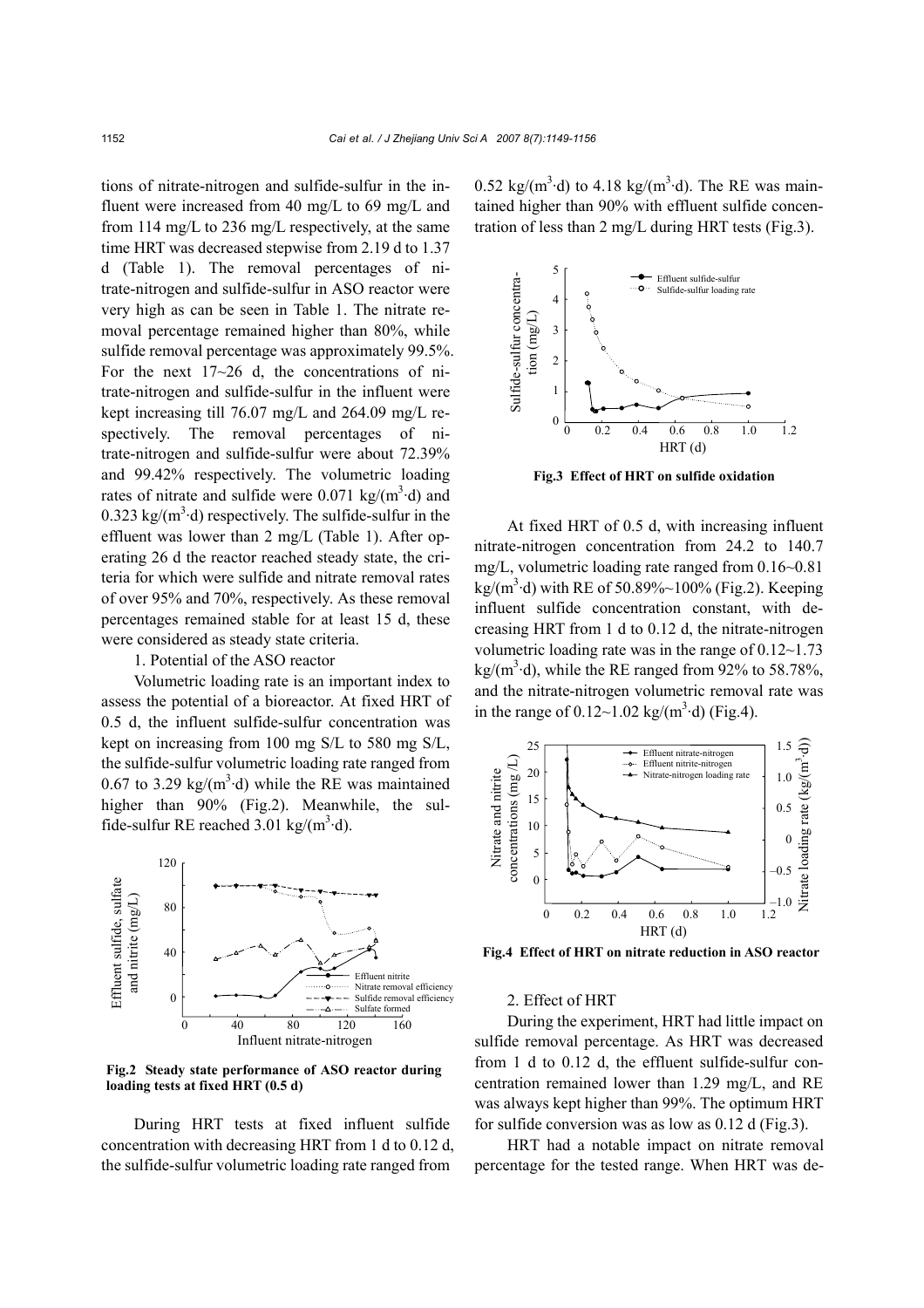tions of nitrate-nitrogen and sulfide-sulfur in the influent were increased from 40 mg/L to 69 mg/L and from 114 mg/L to 236 mg/L respectively, at the same time HRT was decreased stepwise from 2.19 d to 1.37 d (Table 1). The removal percentages of nitrate-nitrogen and sulfide-sulfur in ASO reactor were very high as can be seen in Table 1. The nitrate removal percentage remained higher than 80%, while sulfide removal percentage was approximately 99.5%. For the next 17~26 d, the concentrations of nitrate-nitrogen and sulfide-sulfur in the influent were kept increasing till 76.07 mg/L and 264.09 mg/L respectively. The removal percentages of nitrate-nitrogen and sulfide-sulfur were about 72.39% and 99.42% respectively. The volumetric loading rates of nitrate and sulfide were 0.071 kg/(m$^3$·d) and 0.323 kg/(m$^3$·d) respectively. The sulfide-sulfur in the effluent was lower than 2 mg/L (Table 1). After operating 26 d the reactor reached steady state, the criteria for which were sulfide and nitrate removal rates of over 95% and 70%, respectively. As these removal percentages remained stable for at least 15 d, these were considered as steady state criteria.

1. Potential of the ASO reactor

Volumetric loading rate is an important index to assess the potential of a bioreactor. At fixed HRT of 0.5 d, the influent sulfide-sulfur concentration was kept on increasing from 100 mg S/L to 580 mg S/L, the sulfide-sulfur volumetric loading rate ranged from 0.67 to 3.29 kg/(m$^3$·d) while the RE was maintained higher than 90% (Fig.2). Meanwhile, the sulfide-sulfur RE reached 3.01 kg/(m$^3$·d).

**Fig.2 Steady state performance of ASO reactor during loading tests at fixed HRT (0.5 d)**

During HRT tests at fixed influent sulfide concentration with decreasing HRT from 1 d to 0.12 d, the sulfide-sulfur volumetric loading rate ranged from 0.52 kg/(m$^3$·d) to 4.18 kg/(m$^3$·d). The RE was maintained higher than 90% with effluent sulfide concentration of less than 2 mg/L during HRT tests (Fig.3).

**Fig.3 Effect of HRT on sulfide oxidation**

At fixed HRT of 0.5 d, with increasing influent nitrate-nitrogen concentration from 24.2 to 140.7 mg/L, volumetric loading rate ranged from 0.16~0.81 kg/(m$^3$·d) with RE of 50.89%~100% (Fig.2). Keeping influent sulfide concentration constant, with decreasing HRT from 1 d to 0.12 d, the nitrate-nitrogen volumetric loading rate was in the range of 0.12~1.73 kg/(m$^3$·d), while the RE ranged from 92% to 58.78%, and the nitrate-nitrogen volumetric removal rate was in the range of 0.12~1.02 kg/(m$^3$·d) (Fig.4).

**Fig.4 Effect of HRT on nitrate reduction in ASO reactor**

2. Effect of HRT

During the experiment, HRT had little impact on sulfide removal percentage. As HRT was decreased from 1 d to 0.12 d, the effluent sulfide-sulfur concentration remained lower than 1.29 mg/L, and RE was always kept higher than 99%. The optimum HRT for sulfide conversion was as low as 0.12 d (Fig.3).

HRT had a notable impact on nitrate removal percentage for the tested range. When HRT was de-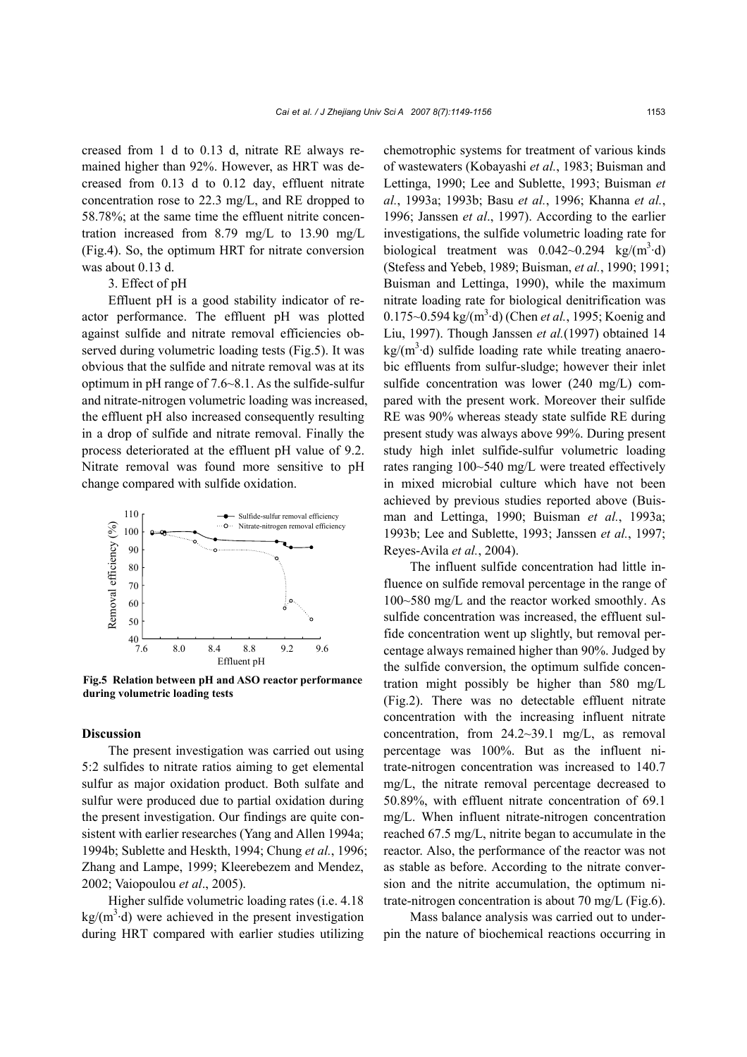creased from 1 d to 0.13 d, nitrate RE always remained higher than 92%. However, as HRT was decreased from 0.13 d to 0.12 day, effluent nitrate concentration rose to 22.3 mg/L, and RE dropped to 58.78%; at the same time the effluent nitrite concentration increased from 8.79 mg/L to 13.90 mg/L (Fig.4). So, the optimum HRT for nitrate conversion was about 0.13 d.

3. Effect of pH

Effluent pH is a good stability indicator of reactor performance. The effluent pH was plotted against sulfide and nitrate removal efficiencies observed during volumetric loading tests (Fig.5). It was obvious that the sulfide and nitrate removal was at its optimum in pH range of 7.6~8.1. As the sulfide-sulfur and nitrate-nitrogen volumetric loading was increased, the effluent pH also increased consequently resulting in a drop of sulfide and nitrate removal. Finally the process deteriorated at the effluent pH value of 9.2. Nitrate removal was found more sensitive to pH change compared with sulfide oxidation.

**Fig.5 Relation between pH and ASO reactor performance during volumetric loading tests**

## Discussion

The present investigation was carried out using 5:2 sulfides to nitrate ratios aiming to get elemental sulfur as major oxidation product. Both sulfate and sulfur were produced due to partial oxidation during the present investigation. Our findings are quite consistent with earlier researches (Yang and Allen 1994a; 1994b; Sublette and Heskth, 1994; Chung *et al.*, 1996; Zhang and Lampe, 1999; Kleerebezem and Mendez, 2002; Vaiopoulou *et al*., 2005).

Higher sulfide volumetric loading rates (i.e. 4.18 $kg/(m^3 \cdot d)$ were achieved in the present investigation during HRT compared with earlier studies utilizing chemotrophic systems for treatment of various kinds of wastewaters (Kobayashi *et al.*, 1983; Buisman and Lettinga, 1990; Lee and Sublette, 1993; Buisman *et al.*, 1993a; 1993b; Basu *et al.*, 1996; Khanna *et al.*, 1996; Janssen *et al*., 1997). According to the earlier investigations, the sulfide volumetric loading rate for biological treatment was 0.042~0.294 $kg/(m^3 \cdot d)$ (Stefess and Yebeb, 1989; Buisman, *et al.*, 1990; 1991; Buisman and Lettinga, 1990), while the maximum nitrate loading rate for biological denitrification was 0.175~0.594 $kg/(m^3 \cdot d)$ (Chen *et al.*, 1995; Koenig and Liu, 1997). Though Janssen *et al.*(1997) obtained 14 $kg/(m^3 \cdot d)$ sulfide loading rate while treating anaerobic effluents from sulfur-sludge; however their inlet sulfide concentration was lower (240 mg/L) compared with the present work. Moreover their sulfide RE was 90% whereas steady state sulfide RE during present study was always above 99%. During present study high inlet sulfide-sulfur volumetric loading rates ranging 100~540 mg/L were treated effectively in mixed microbial culture which have not been achieved by previous studies reported above (Buisman and Lettinga, 1990; Buisman *et al.*, 1993a; 1993b; Lee and Sublette, 1993; Janssen *et al.*, 1997; Reyes-Avila *et al.*, 2004).

The influent sulfide concentration had little influence on sulfide removal percentage in the range of 100~580 mg/L and the reactor worked smoothly. As sulfide concentration was increased, the effluent sulfide concentration went up slightly, but removal percentage always remained higher than 90%. Judged by the sulfide conversion, the optimum sulfide concentration might possibly be higher than 580 mg/L (Fig.2). There was no detectable effluent nitrate concentration with the increasing influent nitrate concentration, from 24.2~39.1 mg/L, as removal percentage was 100%. But as the influent nitrate-nitrogen concentration was increased to 140.7 mg/L, the nitrate removal percentage decreased to 50.89%, with effluent nitrate concentration of 69.1 mg/L. When influent nitrate-nitrogen concentration reached 67.5 mg/L, nitrite began to accumulate in the reactor. Also, the performance of the reactor was not as stable as before. According to the nitrate conversion and the nitrite accumulation, the optimum nitrate-nitrogen concentration is about 70 mg/L (Fig.6).

Mass balance analysis was carried out to underpin the nature of biochemical reactions occurring in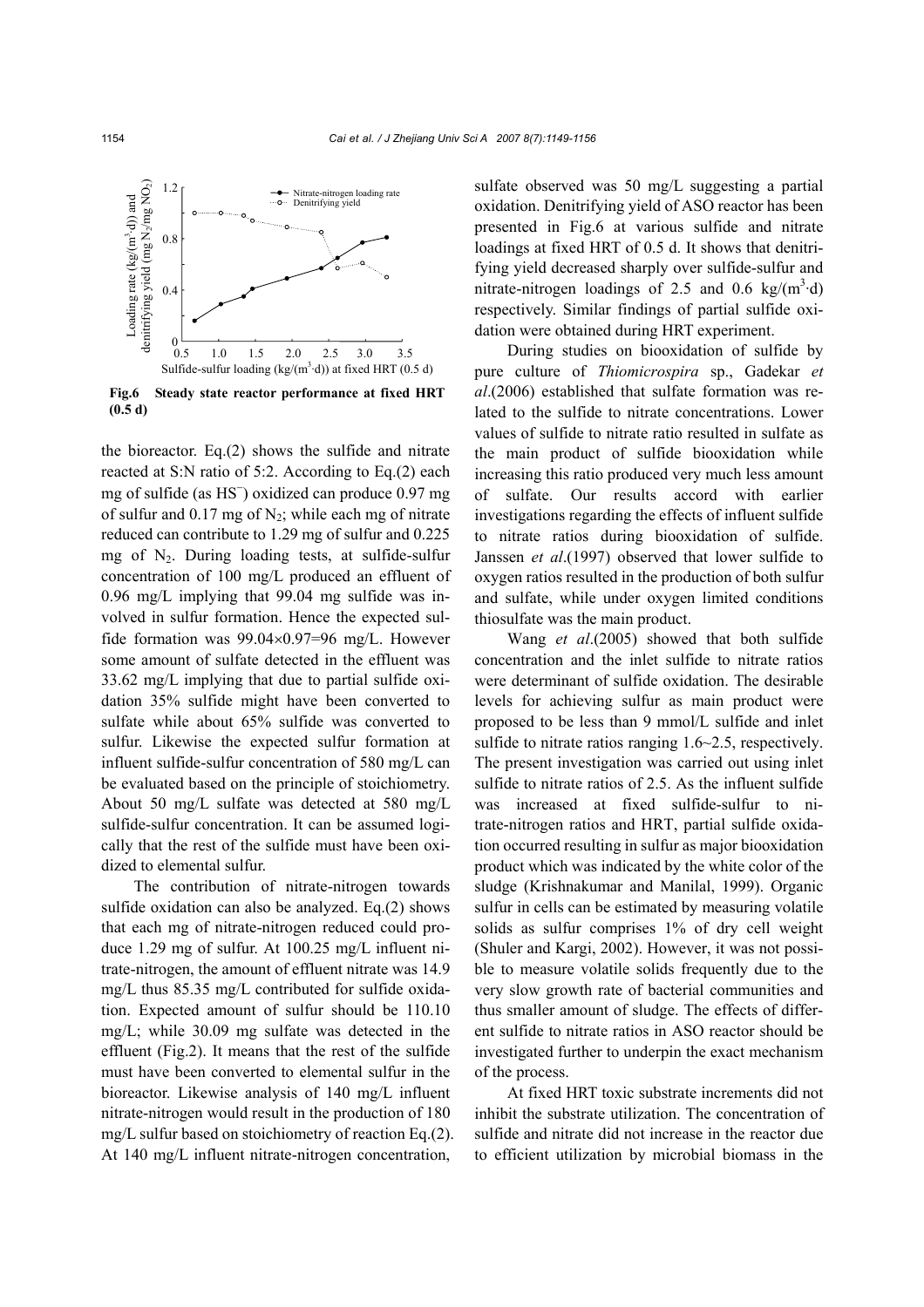Fig.6 Steady state reactor performance at fixed HRT (0.5 d)

the bioreactor. Eq.(2) shows the sulfide and nitrate reacted at S:N ratio of 5:2. According to Eq.(2) each mg of sulfide (as $HS^-$) oxidized can produce 0.97 mg of sulfur and 0.17 mg of $N_2$; while each mg of nitrate reduced can contribute to 1.29 mg of sulfur and 0.225 mg of $N_2$. During loading tests, at sulfide-sulfur concentration of 100 mg/L produced an effluent of 0.96 mg/L implying that 99.04 mg sulfide was involved in sulfur formation. Hence the expected sulfide formation was 99.04×0.97=96 mg/L. However some amount of sulfate detected in the effluent was 33.62 mg/L implying that due to partial sulfide oxidation 35% sulfide might have been converted to sulfate while about 65% sulfide was converted to sulfur. Likewise the expected sulfur formation at influent sulfide-sulfur concentration of 580 mg/L can be evaluated based on the principle of stoichiometry. About 50 mg/L sulfate was detected at 580 mg/L sulfide-sulfur concentration. It can be assumed logically that the rest of the sulfide must have been oxidized to elemental sulfur.

The contribution of nitrate-nitrogen towards sulfide oxidation can also be analyzed. Eq.(2) shows that each mg of nitrate-nitrogen reduced could produce 1.29 mg of sulfur. At 100.25 mg/L influent nitrate-nitrogen, the amount of effluent nitrate was 14.9 mg/L thus 85.35 mg/L contributed for sulfide oxidation. Expected amount of sulfur should be 110.10 mg/L; while 30.09 mg sulfate was detected in the effluent (Fig.2). It means that the rest of the sulfide must have been converted to elemental sulfur in the bioreactor. Likewise analysis of 140 mg/L influent nitrate-nitrogen would result in the production of 180 mg/L sulfur based on stoichiometry of reaction Eq.(2). At 140 mg/L influent nitrate-nitrogen concentration, sulfate observed was 50 mg/L suggesting a partial oxidation. Denitrifying yield of ASO reactor has been presented in Fig.6 at various sulfide and nitrate loadings at fixed HRT of 0.5 d. It shows that denitrifying yield decreased sharply over sulfide-sulfur and nitrate-nitrogen loadings of 2.5 and 0.6 kg/($m^3$·d) respectively. Similar findings of partial sulfide oxidation were obtained during HRT experiment.

During studies on biooxidation of sulfide by pure culture of *Thiomicrospira* sp., Gadekar *et al*.(2006) established that sulfate formation was related to the sulfide to nitrate concentrations. Lower values of sulfide to nitrate ratio resulted in sulfate as the main product of sulfide biooxidation while increasing this ratio produced very much less amount of sulfate. Our results accord with earlier investigations regarding the effects of influent sulfide to nitrate ratios during biooxidation of sulfide. Janssen *et al*.(1997) observed that lower sulfide to oxygen ratios resulted in the production of both sulfur and sulfate, while under oxygen limited conditions thiosulfate was the main product.

Wang *et al*.(2005) showed that both sulfide concentration and the inlet sulfide to nitrate ratios were determinant of sulfide oxidation. The desirable levels for achieving sulfur as main product were proposed to be less than 9 mmol/L sulfide and inlet sulfide to nitrate ratios ranging 1.6~2.5, respectively. The present investigation was carried out using inlet sulfide to nitrate ratios of 2.5. As the influent sulfide was increased at fixed sulfide-sulfur to nitrate-nitrogen ratios and HRT, partial sulfide oxidation occurred resulting in sulfur as major biooxidation product which was indicated by the white color of the sludge (Krishnakumar and Manilal, 1999). Organic sulfur in cells can be estimated by measuring volatile solids as sulfur comprises 1% of dry cell weight (Shuler and Kargi, 2002). However, it was not possible to measure volatile solids frequently due to the very slow growth rate of bacterial communities and thus smaller amount of sludge. The effects of different sulfide to nitrate ratios in ASO reactor should be investigated further to underpin the exact mechanism of the process.

At fixed HRT toxic substrate increments did not inhibit the substrate utilization. The concentration of sulfide and nitrate did not increase in the reactor due to efficient utilization by microbial biomass in the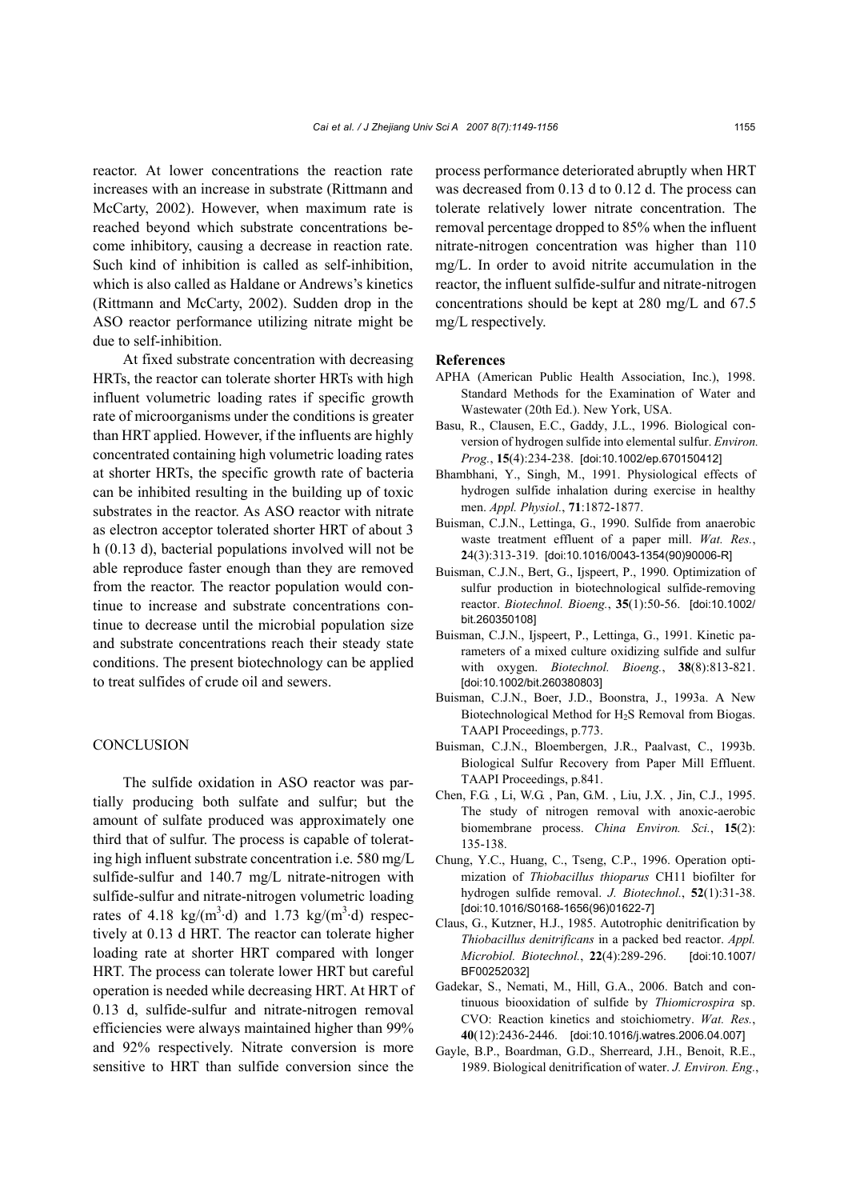reactor. At lower concentrations the reaction rate increases with an increase in substrate (Rittmann and McCarty, 2002). However, when maximum rate is reached beyond which substrate concentrations become inhibitory, causing a decrease in reaction rate. Such kind of inhibition is called as self-inhibition, which is also called as Haldane or Andrews's kinetics (Rittmann and McCarty, 2002). Sudden drop in the ASO reactor performance utilizing nitrate might be due to self-inhibition.

At fixed substrate concentration with decreasing HRTs, the reactor can tolerate shorter HRTs with high influent volumetric loading rates if specific growth rate of microorganisms under the conditions is greater than HRT applied. However, if the influents are highly concentrated containing high volumetric loading rates at shorter HRTs, the specific growth rate of bacteria can be inhibited resulting in the building up of toxic substrates in the reactor. As ASO reactor with nitrate as electron acceptor tolerated shorter HRT of about 3 h (0.13 d), bacterial populations involved will not be able reproduce faster enough than they are removed from the reactor. The reactor population would continue to increase and substrate concentrations continue to decrease until the microbial population size and substrate concentrations reach their steady state conditions. The present biotechnology can be applied to treat sulfides of crude oil and sewers.

## CONCLUSION

The sulfide oxidation in ASO reactor was partially producing both sulfate and sulfur; but the amount of sulfate produced was approximately one third that of sulfur. The process is capable of tolerating high influent substrate concentration i.e. 580 mg/L sulfide-sulfur and 140.7 mg/L nitrate-nitrogen with sulfide-sulfur and nitrate-nitrogen volumetric loading rates of 4.18 kg/($m^3$·d) and 1.73 kg/($m^3$·d) respectively at 0.13 d HRT. The reactor can tolerate higher loading rate at shorter HRT compared with longer HRT. The process can tolerate lower HRT but careful operation is needed while decreasing HRT. At HRT of 0.13 d, sulfide-sulfur and nitrate-nitrogen removal efficiencies were always maintained higher than 99% and 92% respectively. Nitrate conversion is more sensitive to HRT than sulfide conversion since the process performance deteriorated abruptly when HRT was decreased from 0.13 d to 0.12 d. The process can tolerate relatively lower nitrate concentration. The removal percentage dropped to 85% when the influent nitrate-nitrogen concentration was higher than 110 mg/L. In order to avoid nitrite accumulation in the reactor, the influent sulfide-sulfur and nitrate-nitrogen concentrations should be kept at 280 mg/L and 67.5 mg/L respectively.

## References

APHA (American Public Health Association, Inc.), 1998. Standard Methods for the Examination of Water and Wastewater (20th Ed.). New York, USA.

Basu, R., Clausen, E.C., Gaddy, J.L., 1996. Biological conversion of hydrogen sulfide into elemental sulfur. *Environ. Prog.*, **15**(4):234-238. [doi:10.1002/ep.670150412]

Bhambhani, Y., Singh, M., 1991. Physiological effects of hydrogen sulfide inhalation during exercise in healthy men. *Appl. Physiol.*, **71**:1872-1877.

Buisman, C.J.N., Lettinga, G., 1990. Sulfide from anaerobic waste treatment effluent of a paper mill. *Wat. Res.*, **2**4(3):313-319. [doi:10.1016/0043-1354(90)90006-R]

Buisman, C.J.N., Bert, G., Ijspeert, P., 1990. Optimization of sulfur production in biotechnological sulfide-removing reactor. *Biotechnol. Bioeng.*, **35**(1):50-56. [doi:10.1002/bit.260350108]

Buisman, C.J.N., Ijspeert, P., Lettinga, G., 1991. Kinetic parameters of a mixed culture oxidizing sulfide and sulfur with oxygen. *Biotechnol. Bioeng.*, **38**(8):813-821. [doi:10.1002/bit.260380803]

Buisman, C.J.N., Boer, J.D., Boonstra, J., 1993a. A New Biotechnological Method for $H_2S$ Removal from Biogas. TAAPI Proceedings, p.773.

Buisman, C.J.N., Bloembergen, J.R., Paalvast, C., 1993b. Biological Sulfur Recovery from Paper Mill Effluent. TAAPI Proceedings, p.841.

Chen, F.G. , Li, W.G. , Pan, G.M. , Liu, J.X. , Jin, C.J., 1995. The study of nitrogen removal with anoxic-aerobic biomembrane process. *China Environ. Sci.*, **15**(2): 135-138.

Chung, Y.C., Huang, C., Tseng, C.P., 1996. Operation optimization of *Thiobacillus thioparus* CH11 biofilter for hydrogen sulfide removal. *J. Biotechnol.*, **52**(1):31-38. [doi:10.1016/S0168-1656(96)01622-7]

Claus, G., Kutzner, H.J., 1985. Autotrophic denitrification by *Thiobacillus denitrificans* in a packed bed reactor. *Appl. Microbiol. Biotechnol.*, **22**(4):289-296. [doi:10.1007/BF00252032]

Gadekar, S., Nemati, M., Hill, G.A., 2006. Batch and continuous biooxidation of sulfide by *Thiomicrospira* sp. CVO: Reaction kinetics and stoichiometry. *Wat. Res.*, **40**(12):2436-2446. [doi:10.1016/j.watres.2006.04.007]

Gayle, B.P., Boardman, G.D., Sherreard, J.H., Benoit, R.E., 1989. Biological denitrification of water. *J. Environ. Eng.*,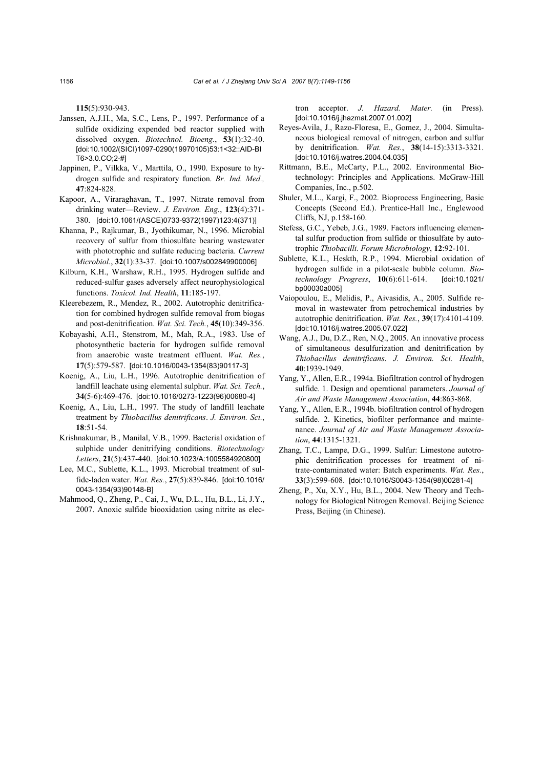115(5):930-943.

Janssen, A.J.H., Ma, S.C., Lens, P., 1997. Performance of a sulfide oxidizing expended bed reactor supplied with dissolved oxygen. *Biotechnol. Bioeng.*, **53**(1):32-40. [doi:10.1002/(SICI)1097-0290(19970105)53:1<32::AID-BIT6>3.0.CO;2-#]

Jappinen, P., Vilkka, V., Marttila, O., 1990. Exposure to hydrogen sulfide and respiratory function. *Br. Ind. Med.*, **47**:824-828.

Kapoor, A., Viraraghavan, T., 1997. Nitrate removal from drinking water—Review. *J. Environ. Eng.*, **123**(4):371-380. [doi:10.1061/(ASCE)0733-9372(1997)123:4(371)]

Khanna, P., Rajkumar, B., Jyothikumar, N., 1996. Microbial recovery of sulfur from thiosulfate bearing wastewater with phototrophic and sulfate reducing bacteria. *Current Microbiol.*, **32**(1):33-37. [doi:10.1007/s002849900006]

Kilburn, K.H., Warshaw, R.H., 1995. Hydrogen sulfide and reduced-sulfur gases adversely affect neurophysiological functions. *Toxicol. Ind. Health*, **11**:185-197.

Kleerebezem, R., Mendez, R., 2002. Autotrophic denitrification for combined hydrogen sulfide removal from biogas and post-denitrification. *Wat. Sci. Tech.*, **45**(10):349-356.

Kobayashi, A.H., Stenstrom, M., Mah, R.A., 1983. Use of photosynthetic bacteria for hydrogen sulfide removal from anaerobic waste treatment effluent. *Wat. Res.*, **17**(5):579-587. [doi:10.1016/0043-1354(83)90117-3]

Koenig, A., Liu, L.H., 1996. Autotrophic denitrification of landfill leachate using elemental sulphur. *Wat. Sci. Tech.*, **34**(5-6):469-476. [doi:10.1016/0273-1223(96)00680-4]

Koenig, A., Liu, L.H., 1997. The study of landfill leachate treatment by *Thiobacillus denitrificans*. *J. Environ. Sci.*, **18**:51-54.

Krishnakumar, B., Manilal, V.B., 1999. Bacterial oxidation of sulphide under denitrifying conditions. *Biotechnology Letters*, **21**(5):437-440. [doi:10.1023/A:1005584920800]

Lee, M.C., Sublette, K.L., 1993. Microbial treatment of sulfide-laden water. *Wat. Res.*, **27**(5):839-846. [doi:10.1016/0043-1354(93)90148-B]

Mahmood, Q., Zheng, P., Cai, J., Wu, D.L., Hu, B.L., Li, J.Y., 2007. Anoxic sulfide biooxidation using nitrite as electron acceptor. *J. Hazard. Mater.* (in Press). [doi:10.1016/j.jhazmat.2007.01.002]

Reyes-Avila, J., Razo-Floresa, E., Gomez, J., 2004. Simultaneous biological removal of nitrogen, carbon and sulfur by denitrification. *Wat. Res.*, **38**(14-15):3313-3321. [doi:10.1016/j.watres.2004.04.035]

Rittmann, B.E., McCarty, P.L., 2002. Environmental Biotechnology: Principles and Applications. McGraw-Hill Companies, Inc., p.502.

Shuler, M.L., Kargi, F., 2002. Bioprocess Engineering, Basic Concepts (Second Ed.). Prentice-Hall Inc., Englewood Cliffs, NJ, p.158-160.

Stefess, G.C., Yebeb, J.G., 1989. Factors influencing elemental sulfur production from sulfide or thiosulfate by autotrophic *Thiobacilli*. *Forum Microbiology*, **12**:92-101.

Sublette, K.L., Heskth, R.P., 1994. Microbial oxidation of hydrogen sulfide in a pilot-scale bubble column. *Biotechnology Progress*, **10**(6):611-614. [doi:10.1021/bp00030a005]

Vaiopoulou, E., Melidis, P., Aivasidis, A., 2005. Sulfide removal in wastewater from petrochemical industries by autotrophic denitrification. *Wat. Res.*, **39**(17):4101-4109. [doi:10.1016/j.watres.2005.07.022]

Wang, A.J., Du, D.Z., Ren, N.Q., 2005. An innovative process of simultaneous desulfurization and denitrification by *Thiobacillus denitrificans*. *J. Environ. Sci. Health*, **40**:1939-1949.

Yang, Y., Allen, E.R., 1994a. Biofiltration control of hydrogen sulfide. 1. Design and operational parameters. *Journal of Air and Waste Management Association*, **44**:863-868.

Yang, Y., Allen, E.R., 1994b. biofiltration control of hydrogen sulfide. 2. Kinetics, biofilter performance and maintenance. *Journal of Air and Waste Management Association*, **44**:1315-1321.

Zhang, T.C., Lampe, D.G., 1999. Sulfur: Limestone autotrophic denitrification processes for treatment of nitrate-contaminated water: Batch experiments. *Wat. Res.*, **33**(3):599-608. [doi:10.1016/S0043-1354(98)00281-4]

Zheng, P., Xu, X.Y., Hu, B.L., 2004. New Theory and Technology for Biological Nitrogen Removal. Beijing Science Press, Beijing (in Chinese).